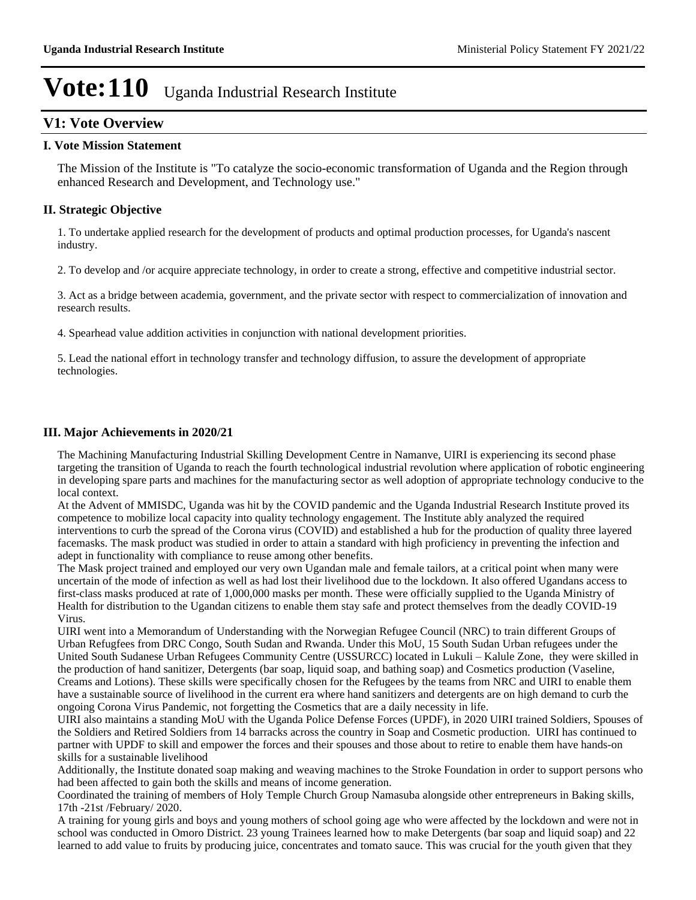# Vote:110 Uganda Industrial Research Institute

## V1: Vote Overview

### I. Vote Mission Statement

The Mission of the Institute is "To catalyze the socio-economic transformation of Uganda and the Region through enhanced Research and Development, and Technology use."

### II. Strategic Objective

1. To undertake applied research for the development of products and optimal production processes, for Uganda's nascent industry.

2. To develop and /or acquire appreciate technology, in order to create a strong, effective and competitive industrial sector.

3. Act as a bridge between academia, government, and the private sector with respect to commercialization of innovation and research results.

4. Spearhead value addition activities in conjunction with national development priorities.

5. Lead the national effort in technology transfer and technology diffusion, to assure the development of appropriate technologies.

### III. Major Achievements in 2020/21

The Machining Manufacturing Industrial Skilling Development Centre in Namanve, UIRI is experiencing its second phase targeting the transition of Uganda to reach the fourth technological industrial revolution where application of robotic engineering in developing spare parts and machines for the manufacturing sector as well adoption of appropriate technology conducive to the local context.

At the Advent of MMISDC, Uganda was hit by the COVID pandemic and the Uganda Industrial Research Institute proved its competence to mobilize local capacity into quality technology engagement. The Institute ably analyzed the required interventions to curb the spread of the Corona virus (COVID) and established a hub for the production of quality three layered facemasks. The mask product was studied in order to attain a standard with high proficiency in preventing the infection and adept in functionality with compliance to reuse among other benefits.

The Mask project trained and employed our very own Ugandan male and female tailors, at a critical point when many were uncertain of the mode of infection as well as had lost their livelihood due to the lockdown. It also offered Ugandans access to first-class masks produced at rate of 1,000,000 masks per month. These were officially supplied to the Uganda Ministry of Health for distribution to the Ugandan citizens to enable them stay safe and protect themselves from the deadly COVID-19 Virus.

UIRI went into a Memorandum of Understanding with the Norwegian Refugee Council (NRC) to train different Groups of Urban Refugfees from DRC Congo, South Sudan and Rwanda. Under this MoU, 15 South Sudan Urban refugees under the United South Sudanese Urban Refugees Community Centre (USSURCC) located in Lukuli – Kalule Zone, they were skilled in the production of hand sanitizer, Detergents (bar soap, liquid soap, and bathing soap) and Cosmetics production (Vaseline, Creams and Lotions). These skills were specifically chosen for the Refugees by the teams from NRC and UIRI to enable them have a sustainable source of livelihood in the current era where hand sanitizers and detergents are on high demand to curb the ongoing Corona Virus Pandemic, not forgetting the Cosmetics that are a daily necessity in life.

UIRI also maintains a standing MoU with the Uganda Police Defense Forces (UPDF), in 2020 UIRI trained Soldiers, Spouses of the Soldiers and Retired Soldiers from 14 barracks across the country in Soap and Cosmetic production. UIRI has continued to partner with UPDF to skill and empower the forces and their spouses and those about to retire to enable them have hands-on skills for a sustainable livelihood

Additionally, the Institute donated soap making and weaving machines to the Stroke Foundation in order to support persons who had been affected to gain both the skills and means of income generation.

Coordinated the training of members of Holy Temple Church Group Namasuba alongside other entrepreneurs in Baking skills, 17th -21st /February/ 2020.

A training for young girls and boys and young mothers of school going age who were affected by the lockdown and were not in school was conducted in Omoro District. 23 young Trainees learned how to make Detergents (bar soap and liquid soap) and 22 learned to add value to fruits by producing juice, concentrates and tomato sauce. This was crucial for the youth given that they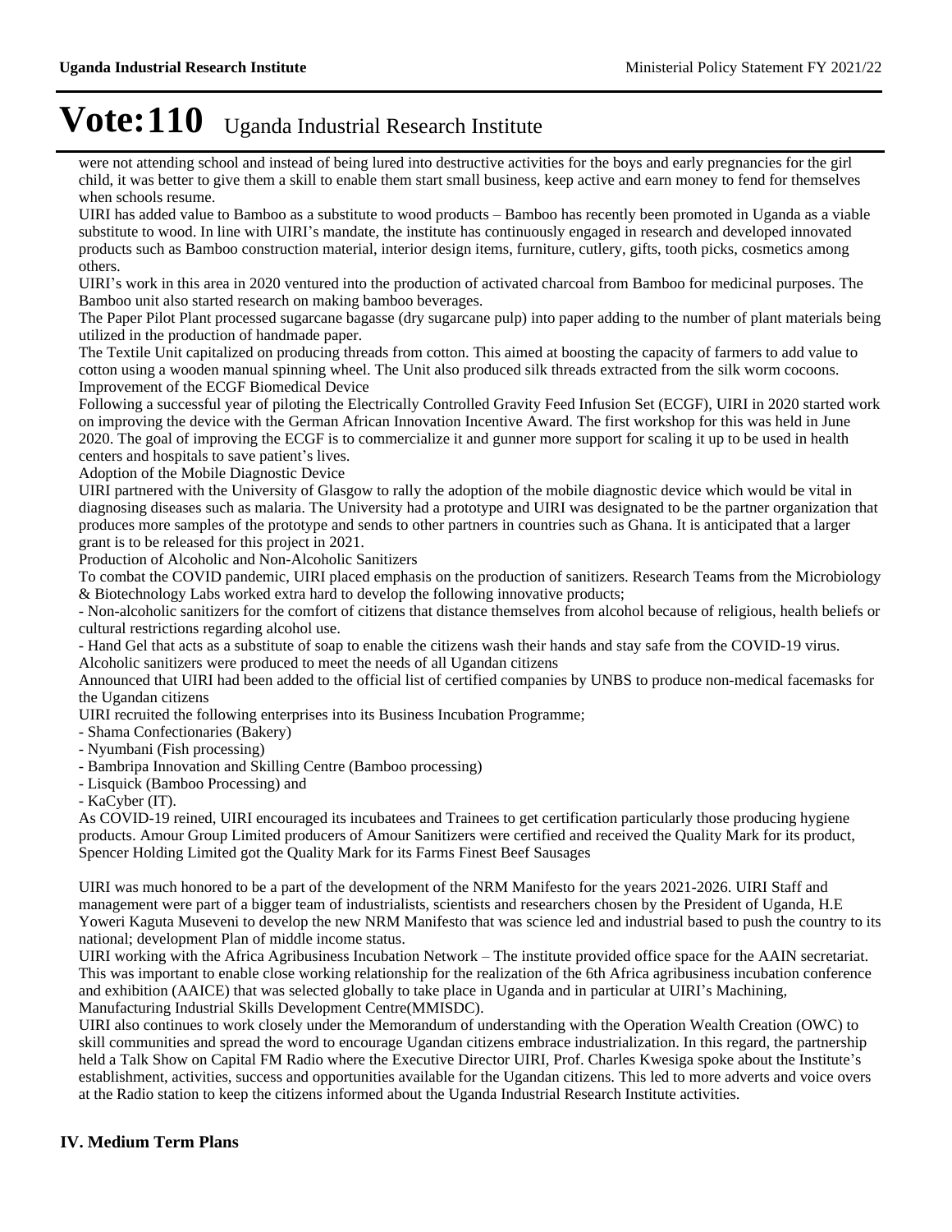# Vote:110 Uganda Industrial Research Institute

were not attending school and instead of being lured into destructive activities for the boys and early pregnancies for the girl child, it was better to give them a skill to enable them start small business, keep active and earn money to fend for themselves when schools resume.

UIRI has added value to Bamboo as a substitute to wood products – Bamboo has recently been promoted in Uganda as a viable substitute to wood. In line with UIRI's mandate, the institute has continuously engaged in research and developed innovated products such as Bamboo construction material, interior design items, furniture, cutlery, gifts, tooth picks, cosmetics among others.

UIRI's work in this area in 2020 ventured into the production of activated charcoal from Bamboo for medicinal purposes. The Bamboo unit also started research on making bamboo beverages.

The Paper Pilot Plant processed sugarcane bagasse (dry sugarcane pulp) into paper adding to the number of plant materials being utilized in the production of handmade paper.

The Textile Unit capitalized on producing threads from cotton. This aimed at boosting the capacity of farmers to add value to cotton using a wooden manual spinning wheel. The Unit also produced silk threads extracted from the silk worm cocoons.

Improvement of the ECGF Biomedical Device

Following a successful year of piloting the Electrically Controlled Gravity Feed Infusion Set (ECGF), UIRI in 2020 started work on improving the device with the German African Innovation Incentive Award. The first workshop for this was held in June 2020. The goal of improving the ECGF is to commercialize it and gunner more support for scaling it up to be used in health centers and hospitals to save patient's lives.

Adoption of the Mobile Diagnostic Device

UIRI partnered with the University of Glasgow to rally the adoption of the mobile diagnostic device which would be vital in diagnosing diseases such as malaria. The University had a prototype and UIRI was designated to be the partner organization that produces more samples of the prototype and sends to other partners in countries such as Ghana. It is anticipated that a larger grant is to be released for this project in 2021.

Production of Alcoholic and Non-Alcoholic Sanitizers

To combat the COVID pandemic, UIRI placed emphasis on the production of sanitizers. Research Teams from the Microbiology & Biotechnology Labs worked extra hard to develop the following innovative products;

- Non-alcoholic sanitizers for the comfort of citizens that distance themselves from alcohol because of religious, health beliefs or cultural restrictions regarding alcohol use.
- Hand Gel that acts as a substitute of soap to enable the citizens wash their hands and stay safe from the COVID-19 virus.

Alcoholic sanitizers were produced to meet the needs of all Ugandan citizens

Announced that UIRI had been added to the official list of certified companies by UNBS to produce non-medical facemasks for the Ugandan citizens

UIRI recruited the following enterprises into its Business Incubation Programme;

- Shama Confectionaries (Bakery)
- Nyumbani (Fish processing)
- Bambripa Innovation and Skilling Centre (Bamboo processing)
- Lisquick (Bamboo Processing) and
- KaCyber (IT).

As COVID-19 reined, UIRI encouraged its incubatees and Trainees to get certification particularly those producing hygiene products. Amour Group Limited producers of Amour Sanitizers were certified and received the Quality Mark for its product, Spencer Holding Limited got the Quality Mark for its Farms Finest Beef Sausages

UIRI was much honored to be a part of the development of the NRM Manifesto for the years 2021-2026. UIRI Staff and management were part of a bigger team of industrialists, scientists and researchers chosen by the President of Uganda, H.E Yoweri Kaguta Museveni to develop the new NRM Manifesto that was science led and industrial based to push the country to its national; development Plan of middle income status.

UIRI working with the Africa Agribusiness Incubation Network – The institute provided office space for the AAIN secretariat. This was important to enable close working relationship for the realization of the 6th Africa agribusiness incubation conference and exhibition (AAICE) that was selected globally to take place in Uganda and in particular at UIRI's Machining, Manufacturing Industrial Skills Development Centre(MMISDC).

UIRI also continues to work closely under the Memorandum of understanding with the Operation Wealth Creation (OWC) to skill communities and spread the word to encourage Ugandan citizens embrace industrialization. In this regard, the partnership held a Talk Show on Capital FM Radio where the Executive Director UIRI, Prof. Charles Kwesiga spoke about the Institute's establishment, activities, success and opportunities available for the Ugandan citizens. This led to more adverts and voice overs at the Radio station to keep the citizens informed about the Uganda Industrial Research Institute activities.

## IV. Medium Term Plans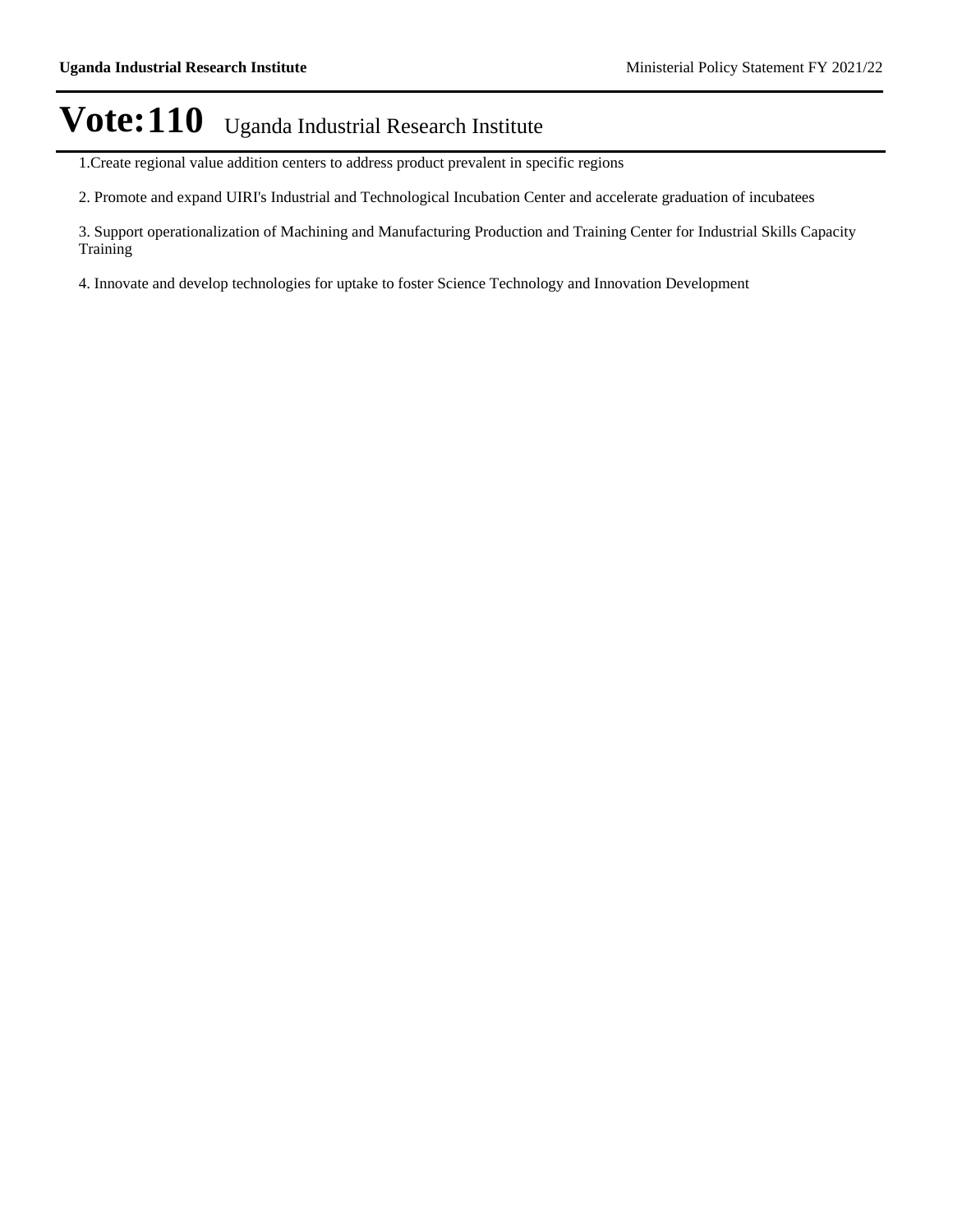# Vote:110 Uganda Industrial Research Institute

1.Create regional value addition centers to address product prevalent in specific regions

2. Promote and expand UIRI's Industrial and Technological Incubation Center and accelerate graduation of incubatees

3. Support operationalization of Machining and Manufacturing Production and Training Center for Industrial Skills Capacity Training

4. Innovate and develop technologies for uptake to foster Science Technology and Innovation Development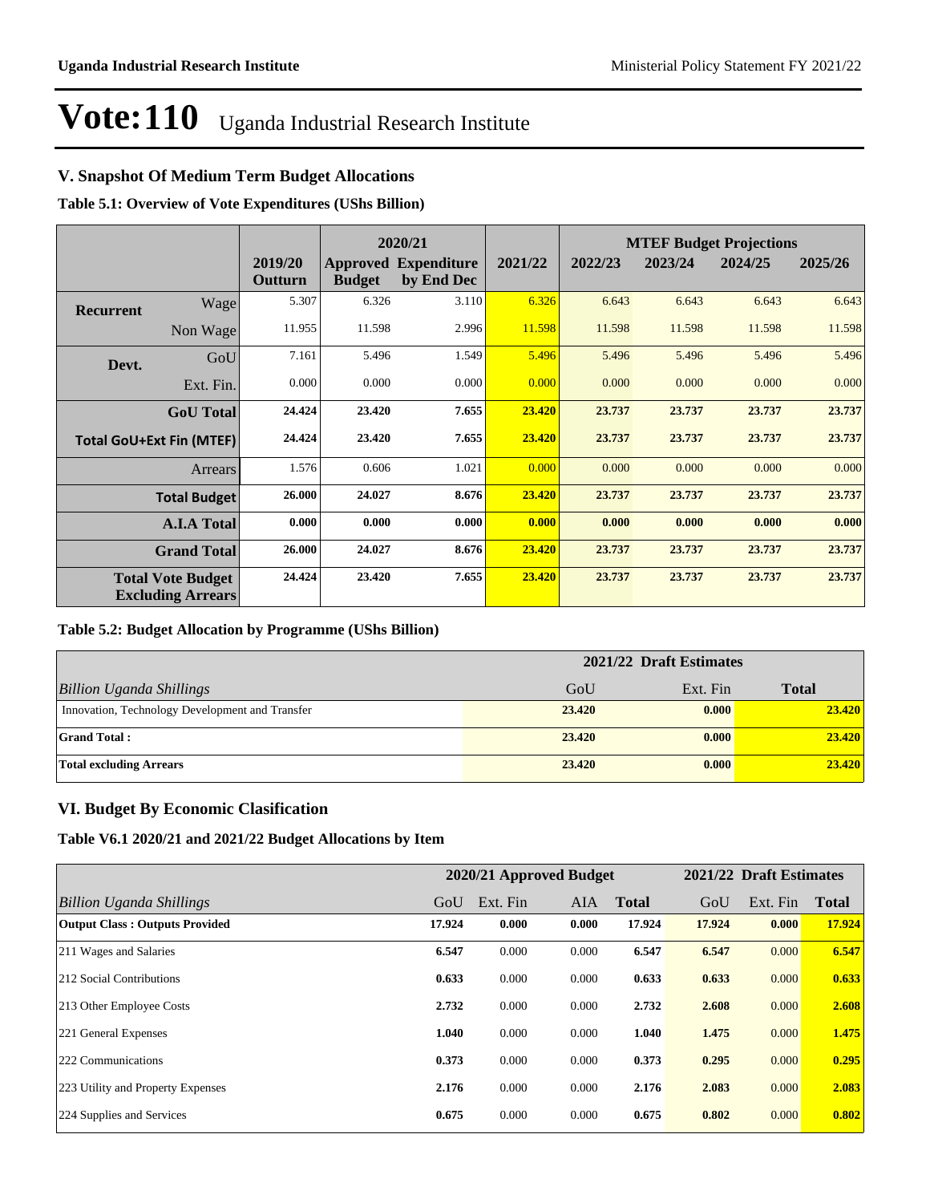# Vote:110 Uganda Industrial Research Institute

## V. Snapshot Of Medium Term Budget Allocations

**Table 5.1: Overview of Vote Expenditures (UShs Billion)**

| | | | 2020/21 | | | MTEF Budget Projections | | | |
|---|---|---|---|---|---|---|---|---|---|
| | | 2019/20 Outturn | Approved Budget | Expenditure by End Dec | 2021/22 | 2022/23 | 2023/24 | 2024/25 | 2025/26 |
| **Recurrent** | Wage | 5.307 | 6.326 | 3.110 | 6.326 | 6.643 | 6.643 | 6.643 | 6.643 |
| | Non Wage | 11.955 | 11.598 | 2.996 | 11.598 | 11.598 | 11.598 | 11.598 | 11.598 |
| **Devt.** | GoU | 7.161 | 5.496 | 1.549 | 5.496 | 5.496 | 5.496 | 5.496 | 5.496 |
| | Ext. Fin. | 0.000 | 0.000 | 0.000 | 0.000 | 0.000 | 0.000 | 0.000 | 0.000 |
| | **GoU Total** | **24.424** | **23.420** | **7.655** | **23.420** | **23.737** | **23.737** | **23.737** | **23.737** |
| | **Total GoU+Ext Fin (MTEF)** | **24.424** | **23.420** | **7.655** | **23.420** | **23.737** | **23.737** | **23.737** | **23.737** |
| | Arrears | 1.576 | 0.606 | 1.021 | 0.000 | 0.000 | 0.000 | 0.000 | 0.000 |
| | **Total Budget** | **26.000** | **24.027** | **8.676** | **23.420** | **23.737** | **23.737** | **23.737** | **23.737** |
| | **A.I.A Total** | **0.000** | **0.000** | **0.000** | **0.000** | **0.000** | **0.000** | **0.000** | **0.000** |
| | **Grand Total** | **26.000** | **24.027** | **8.676** | **23.420** | **23.737** | **23.737** | **23.737** | **23.737** |
| | **Total Vote Budget Excluding Arrears** | **24.424** | **23.420** | **7.655** | **23.420** | **23.737** | **23.737** | **23.737** | **23.737** |

**Table 5.2: Budget Allocation by Programme (UShs Billion)**

| | 2021/22 Draft Estimates | | |
|---|---|---|---|
| *Billion Uganda Shillings* | GoU | Ext. Fin | Total |
| Innovation, Technology Development and Transfer | **23.420** | **0.000** | **23.420** |
| **Grand Total :** | **23.420** | **0.000** | **23.420** |
| **Total excluding Arrears** | **23.420** | **0.000** | **23.420** |

## VI. Budget By Economic Clasification

**Table V6.1 2020/21 and 2021/22 Budget Allocations by Item**

| | 2020/21 Approved Budget | | | | 2021/22 Draft Estimates | | |
|---|---|---|---|---|---|---|---|
| *Billion Uganda Shillings* | GoU | Ext. Fin | AIA | Total | GoU | Ext. Fin | Total |
| **Output Class : Outputs Provided** | **17.924** | **0.000** | **0.000** | **17.924** | **17.924** | **0.000** | **17.924** |
| 211 Wages and Salaries | **6.547** | 0.000 | 0.000 | **6.547** | **6.547** | 0.000 | **6.547** |
| 212 Social Contributions | **0.633** | 0.000 | 0.000 | **0.633** | **0.633** | 0.000 | **0.633** |
| 213 Other Employee Costs | **2.732** | 0.000 | 0.000 | **2.732** | **2.608** | 0.000 | **2.608** |
| 221 General Expenses | **1.040** | 0.000 | 0.000 | **1.040** | **1.475** | 0.000 | **1.475** |
| 222 Communications | **0.373** | 0.000 | 0.000 | **0.373** | **0.295** | 0.000 | **0.295** |
| 223 Utility and Property Expenses | **2.176** | 0.000 | 0.000 | **2.176** | **2.083** | 0.000 | **2.083** |
| 224 Supplies and Services | **0.675** | 0.000 | 0.000 | **0.675** | **0.802** | 0.000 | **0.802** |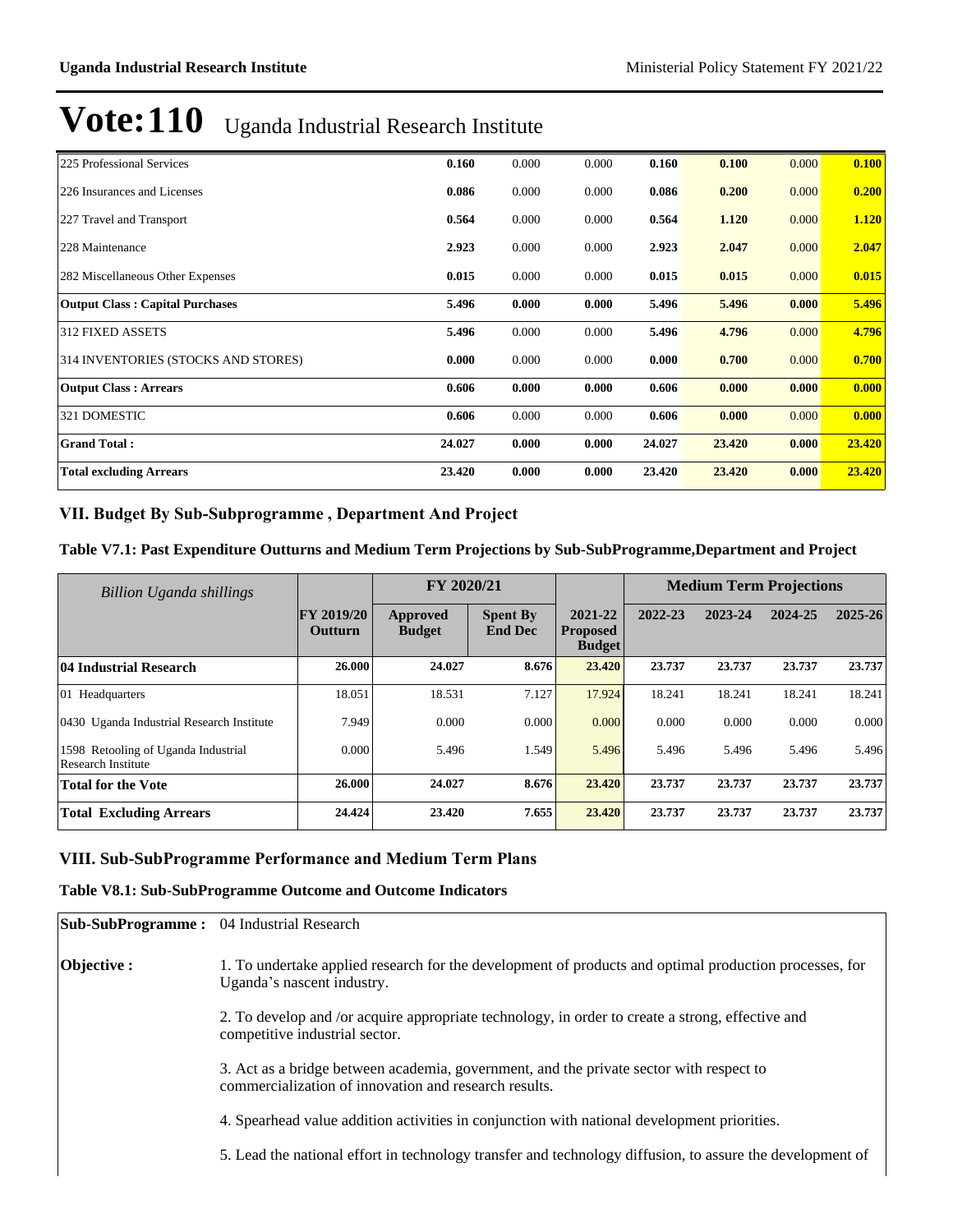# Vote:110 Uganda Industrial Research Institute

| | | | | | | | |
|---|---|---|---|---|---|---|---|
| 225 Professional Services | **0.160** | 0.000 | 0.000 | **0.160** | **0.100** | 0.000 | **0.100** |
| 226 Insurances and Licenses | **0.086** | 0.000 | 0.000 | **0.086** | **0.200** | 0.000 | **0.200** |
| 227 Travel and Transport | **0.564** | 0.000 | 0.000 | **0.564** | **1.120** | 0.000 | **1.120** |
| 228 Maintenance | **2.923** | 0.000 | 0.000 | **2.923** | **2.047** | 0.000 | **2.047** |
| 282 Miscellaneous Other Expenses | **0.015** | 0.000 | 0.000 | **0.015** | **0.015** | 0.000 | **0.015** |
| **Output Class : Capital Purchases** | **5.496** | **0.000** | **0.000** | **5.496** | **5.496** | **0.000** | **5.496** |
| 312 FIXED ASSETS | **5.496** | 0.000 | 0.000 | **5.496** | **4.796** | 0.000 | **4.796** |
| 314 INVENTORIES (STOCKS AND STORES) | **0.000** | 0.000 | 0.000 | **0.000** | **0.700** | 0.000 | **0.700** |
| **Output Class : Arrears** | **0.606** | **0.000** | **0.000** | **0.606** | **0.000** | **0.000** | **0.000** |
| 321 DOMESTIC | **0.606** | 0.000 | 0.000 | **0.606** | **0.000** | 0.000 | **0.000** |
| **Grand Total :** | **24.027** | **0.000** | **0.000** | **24.027** | **23.420** | **0.000** | **23.420** |
| **Total excluding Arrears** | **23.420** | **0.000** | **0.000** | **23.420** | **23.420** | **0.000** | **23.420** |

## VII. Budget By Sub-Subprogramme , Department And Project

### Table V7.1: Past Expenditure Outturns and Medium Term Projections by Sub-SubProgramme,Department and Project

| *Billion Uganda shillings* | | FY 2020/21 | | | Medium Term Projections | | | |
|---|---|---|---|---|---|---|---|---|
| | **FY 2019/20 Outturn** | **Approved Budget** | **Spent By End Dec** | **2021-22 Proposed Budget** | **2022-23** | **2023-24** | **2024-25** | **2025-26** |
| **04 Industrial Research** | **26.000** | **24.027** | **8.676** | **23.420** | **23.737** | **23.737** | **23.737** | **23.737** |
| 01 Headquarters | 18.051 | 18.531 | 7.127 | 17.924 | 18.241 | 18.241 | 18.241 | 18.241 |
| 0430 Uganda Industrial Research Institute | 7.949 | 0.000 | 0.000 | 0.000 | 0.000 | 0.000 | 0.000 | 0.000 |
| 1598 Retooling of Uganda Industrial Research Institute | 0.000 | 5.496 | 1.549 | 5.496 | 5.496 | 5.496 | 5.496 | 5.496 |
| **Total for the Vote** | **26.000** | **24.027** | **8.676** | **23.420** | **23.737** | **23.737** | **23.737** | **23.737** |
| **Total Excluding Arrears** | **24.424** | **23.420** | **7.655** | **23.420** | **23.737** | **23.737** | **23.737** | **23.737** |

## VIII. Sub-SubProgramme Performance and Medium Term Plans

### Table V8.1: Sub-SubProgramme Outcome and Outcome Indicators

**Sub-SubProgramme :** 04 Industrial Research

**Objective :**

1. To undertake applied research for the development of products and optimal production processes, for Uganda's nascent industry.

2. To develop and /or acquire appropriate technology, in order to create a strong, effective and competitive industrial sector.

3. Act as a bridge between academia, government, and the private sector with respect to commercialization of innovation and research results.

4. Spearhead value addition activities in conjunction with national development priorities.

5. Lead the national effort in technology transfer and technology diffusion, to assure the development of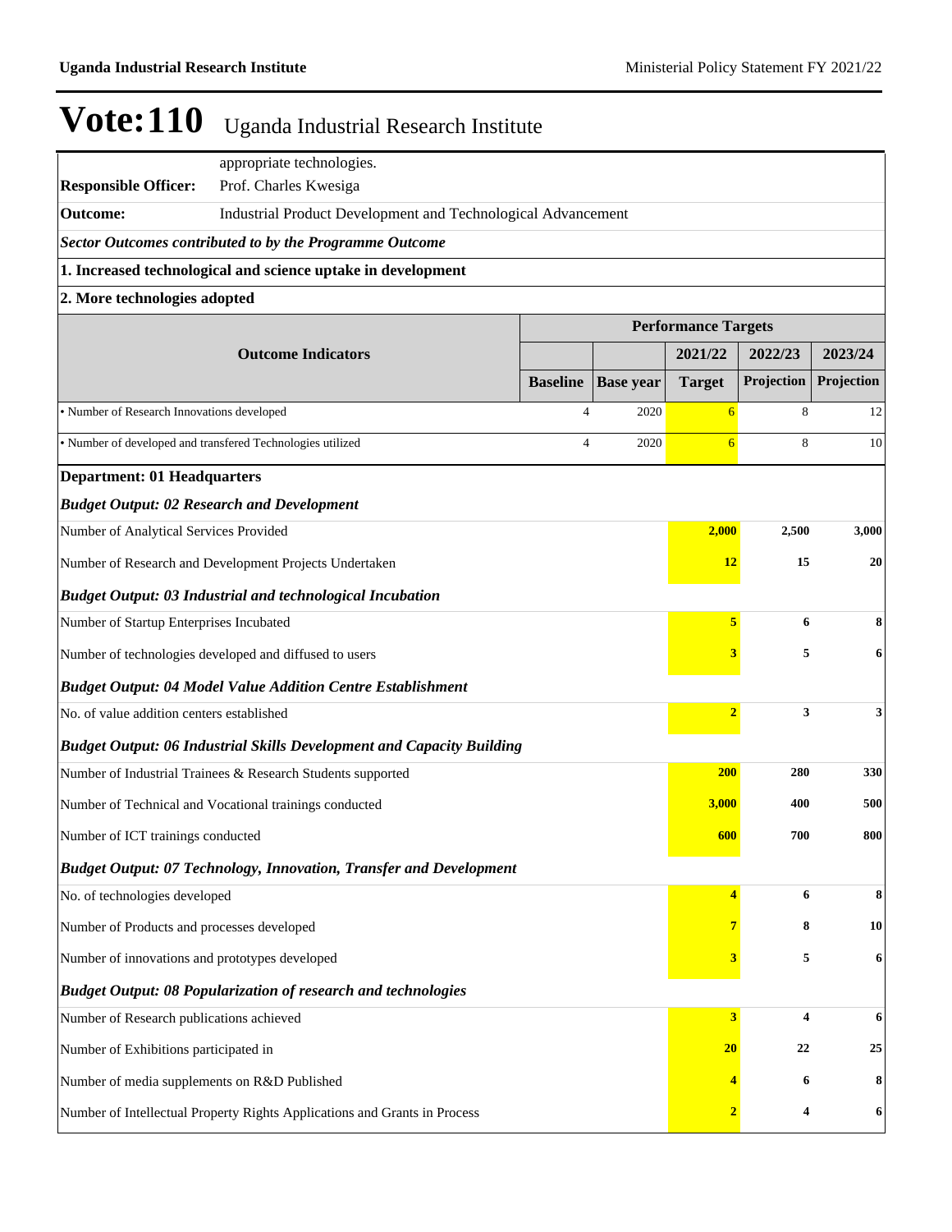# Vote:110 Uganda Industrial Research Institute

appropriate technologies.

**Responsible Officer:** Prof. Charles Kwesiga

**Outcome:** Industrial Product Development and Technological Advancement

***Sector Outcomes contributed to by the Programme Outcome***

**1. Increased technological and science uptake in development**

**2. More technologies adopted**

| Outcome Indicators | Performance Targets | | | | |
|---|---|---|---|---|---|
| | | | 2021/22 | 2022/23 | 2023/24 |
| | Baseline | Base year | Target | Projection | Projection |
| • Number of Research Innovations developed | 4 | 2020 | 6 | 8 | 12 |
| • Number of developed and transfered Technologies utilized | 4 | 2020 | 6 | 8 | 10 |

**Department: 01 Headquarters**

| | 2021/22 Target | 2022/23 Projection | 2023/24 Projection |
|---|---|---|---|
| ***Budget Output: 02 Research and Development*** | | | |
| Number of Analytical Services Provided | 2,000 | 2,500 | 3,000 |
| Number of Research and Development Projects Undertaken | 12 | 15 | 20 |
| ***Budget Output: 03 Industrial and technological Incubation*** | | | |
| Number of Startup Enterprises Incubated | 5 | 6 | 8 |
| Number of technologies developed and diffused to users | 3 | 5 | 6 |
| ***Budget Output: 04 Model Value Addition Centre Establishment*** | | | |
| No. of value addition centers established | 2 | 3 | 3 |
| ***Budget Output: 06 Industrial Skills Development and Capacity Building*** | | | |
| Number of Industrial Trainees & Research Students supported | 200 | 280 | 330 |
| Number of Technical and Vocational trainings conducted | 3,000 | 400 | 500 |
| Number of ICT trainings conducted | 600 | 700 | 800 |
| ***Budget Output: 07 Technology, Innovation, Transfer and Development*** | | | |
| No. of technologies developed | 4 | 6 | 8 |
| Number of Products and processes developed | 7 | 8 | 10 |
| Number of innovations and prototypes developed | 3 | 5 | 6 |
| ***Budget Output: 08 Popularization of research and technologies*** | | | |
| Number of Research publications achieved | 3 | 4 | 6 |
| Number of Exhibitions participated in | 20 | 22 | 25 |
| Number of media supplements on R&D Published | 4 | 6 | 8 |
| Number of Intellectual Property Rights Applications and Grants in Process | 2 | 4 | 6 |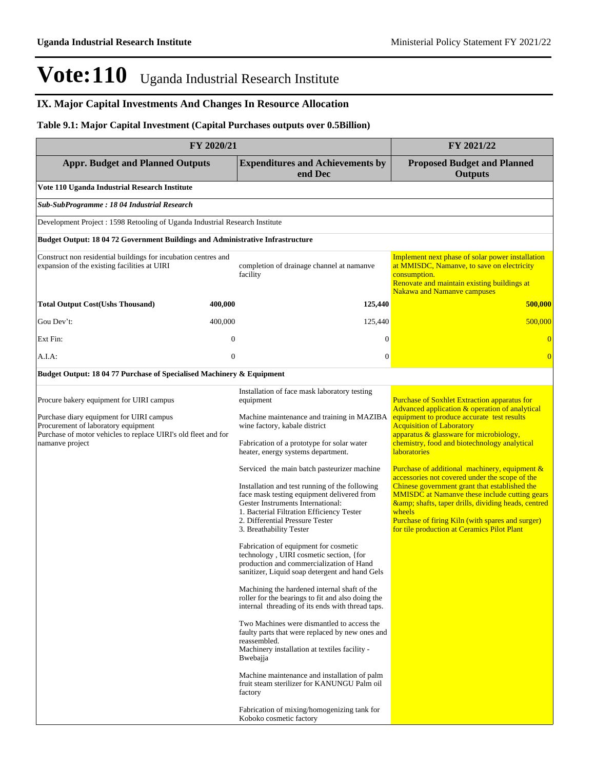# Vote:110 Uganda Industrial Research Institute

## IX. Major Capital Investments And Changes In Resource Allocation

### Table 9.1: Major Capital Investment (Capital Purchases outputs over 0.5Billion)

| FY 2020/21 | | | FY 2021/22 |
|---|---|---|---|
| **Appr. Budget and Planned Outputs** | | **Expenditures and Achievements by end Dec** | **Proposed Budget and Planned Outputs** |
| **Vote 110 Uganda Industrial Research Institute** | | | |
| ***Sub-SubProgramme : 18 04 Industrial Research*** | | | |
| Development Project : 1598 Retooling of Uganda Industrial Research Institute | | | |
| **Budget Output: 18 04 72 Government Buildings and Administrative Infrastructure** | | | |
| Construct non residential buildings for incubation centres and expansion of the existing facilities at UIRI | | completion of drainage channel at namanve facility | Implement next phase of solar power installation at MMISDC, Namanve, to save on electricity consumption.<br>Renovate and maintain existing buildings at Nakawa and Namanve campuses |
| **Total Output Cost(Ushs Thousand)** | **400,000** | **125,440** | **500,000** |
| Gou Dev't: | 400,000 | 125,440 | 500,000 |
| Ext Fin: | 0 | 0 | 0 |
| A.I.A: | 0 | 0 | 0 |
| **Budget Output: 18 04 77 Purchase of Specialised Machinery & Equipment** | | | |
| Procure bakery equipment for UIRI campus<br><br>Purchase diary equipment for UIRI campus<br>Procurement of laboratory equipment<br>Purchase of motor vehicles to replace UIRI's old fleet and for namanve project | | Installation of face mask laboratory testing equipment<br><br>Machine maintenance and training in MAZIBA wine factory, kabale district<br><br>Fabrication of a prototype for solar water heater, energy systems department.<br><br>Serviced the main batch pasteurizer machine<br><br>Installation and test running of the following face mask testing equipment delivered from Gester Instruments International:<br>1. Bacterial Filtration Efficiency Tester<br>2. Differential Pressure Tester<br>3. Breathability Tester<br><br>Fabrication of equipment for cosmetic technology , UIRI cosmetic section, {for production and commercialization of Hand sanitizer, Liquid soap detergent and hand Gels<br><br>Machining the hardened internal shaft of the roller for the bearings to fit and also doing the internal threading of its ends with thread taps.<br><br>Two Machines were dismantled to access the faulty parts that were replaced by new ones and reassembled.<br>Machinery installation at textiles facility - Bwebajja<br><br>Machine maintenance and installation of palm fruit steam sterilizer for KANUNGU Palm oil factory<br><br>Fabrication of mixing/homogenizing tank for Koboko cosmetic factory | Purchase of Soxhlet Extraction apparatus for Advanced application & operation of analytical equipment to produce accurate test results<br>Acquisition of Laboratory apparatus & glassware for microbiology, chemistry, food and biotechnology analytical laboratories<br><br>Purchase of additional machinery, equipment & accessories not covered under the scope of the Chinese government grant that established the MMISDC at Namanve these include cutting gears &amp; shafts, taper drills, dividing heads, centred wheels<br>Purchase of firing Kiln (with spares and surger) for tile production at Ceramics Pilot Plant |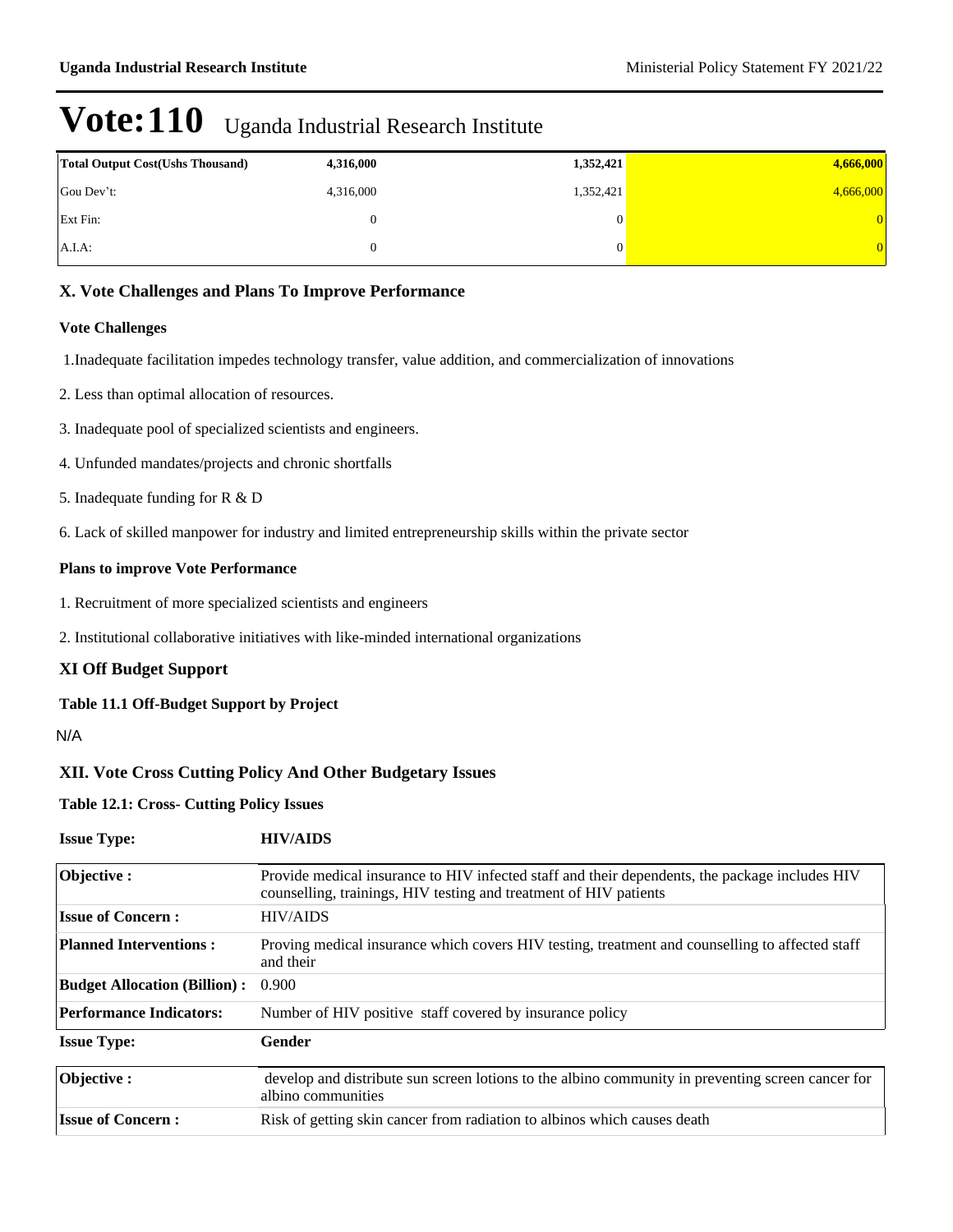# Vote:110 Uganda Industrial Research Institute

| Total Output Cost(Ushs Thousand) | 4,316,000 | 1,352,421 | 4,666,000 |
|---|---|---|---|
| Gou Dev't: | 4,316,000 | 1,352,421 | 4,666,000 |
| Ext Fin: | 0 | 0 | 0 |
| A.I.A: | 0 | 0 | 0 |

## X. Vote Challenges and Plans To Improve Performance

### Vote Challenges

1.Inadequate facilitation impedes technology transfer, value addition, and commercialization of innovations

2. Less than optimal allocation of resources.

3. Inadequate pool of specialized scientists and engineers.

4. Unfunded mandates/projects and chronic shortfalls

5. Inadequate funding for R & D

6. Lack of skilled manpower for industry and limited entrepreneurship skills within the private sector

### Plans to improve Vote Performance

1. Recruitment of more specialized scientists and engineers

2. Institutional collaborative initiatives with like-minded international organizations

## XI Off Budget Support

### Table 11.1 Off-Budget Support by Project

N/A

## XII. Vote Cross Cutting Policy And Other Budgetary Issues

### Table 12.1: Cross- Cutting Policy Issues

**Issue Type:** **HIV/AIDS**

| | |
|---|---|
| **Objective :** | Provide medical insurance to HIV infected staff and their dependents, the package includes HIV counselling, trainings, HIV testing and treatment of HIV patients |
| **Issue of Concern :** | HIV/AIDS |
| **Planned Interventions :** | Proving medical insurance which covers HIV testing, treatment and counselling to affected staff and their |
| **Budget Allocation (Billion) :** | 0.900 |
| **Performance Indicators:** | Number of HIV positive staff covered by insurance policy |

**Issue Type:** **Gender**

| | |
|---|---|
| **Objective :** | develop and distribute sun screen lotions to the albino community in preventing screen cancer for albino communities |
| **Issue of Concern :** | Risk of getting skin cancer from radiation to albinos which causes death |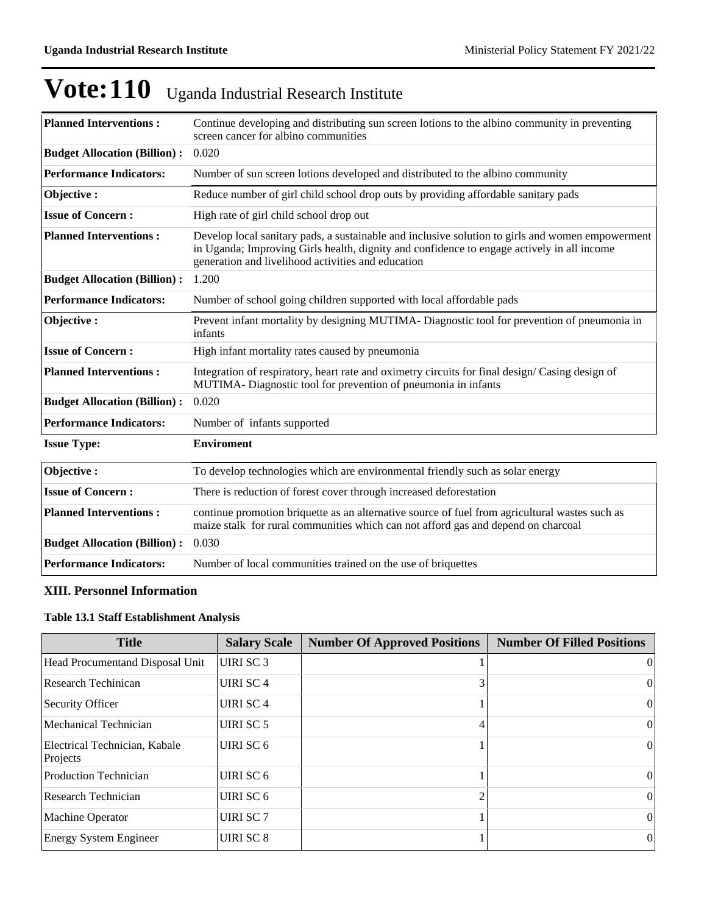# Vote:110 Uganda Industrial Research Institute

| | |
|---|---|
| **Planned Interventions :** | Continue developing and distributing sun screen lotions to the albino community in preventing screen cancer for albino communities |
| **Budget Allocation (Billion) :** | 0.020 |
| **Performance Indicators:** | Number of sun screen lotions developed and distributed to the albino community |
| **Objective :** | Reduce number of girl child school drop outs by providing affordable sanitary pads |
| **Issue of Concern :** | High rate of girl child school drop out |
| **Planned Interventions :** | Develop local sanitary pads, a sustainable and inclusive solution to girls and women empowerment in Uganda; Improving Girls health, dignity and confidence to engage actively in all income generation and livelihood activities and education |
| **Budget Allocation (Billion) :** | 1.200 |
| **Performance Indicators:** | Number of school going children supported with local affordable pads |
| **Objective :** | Prevent infant mortality by designing MUTIMA- Diagnostic tool for prevention of pneumonia in infants |
| **Issue of Concern :** | High infant mortality rates caused by pneumonia |
| **Planned Interventions :** | Integration of respiratory, heart rate and oximetry circuits for final design/ Casing design of MUTIMA- Diagnostic tool for prevention of pneumonia in infants |
| **Budget Allocation (Billion) :** | 0.020 |
| **Performance Indicators:** | Number of infants supported |

**Issue Type:** **Enviroment**

| | |
|---|---|
| **Objective :** | To develop technologies which are environmental friendly such as solar energy |
| **Issue of Concern :** | There is reduction of forest cover through increased deforestation |
| **Planned Interventions :** | continue promotion briquette as an alternative source of fuel from agricultural wastes such as maize stalk for rural communities which can not afford gas and depend on charcoal |
| **Budget Allocation (Billion) :** | 0.030 |
| **Performance Indicators:** | Number of local communities trained on the use of briquettes |

### XIII. Personnel Information

**Table 13.1 Staff Establishment Analysis**

| Title | Salary Scale | Number Of Approved Positions | Number Of Filled Positions |
|---|---|---|---|
| Head Procumentand Disposal Unit | UIRI SC 3 | 1 | 0 |
| Research Techinican | UIRI SC 4 | 3 | 0 |
| Security Officer | UIRI SC 4 | 1 | 0 |
| Mechanical Technician | UIRI SC 5 | 4 | 0 |
| Electrical Technician, Kabale Projects | UIRI SC 6 | 1 | 0 |
| Production Technician | UIRI SC 6 | 1 | 0 |
| Research Technician | UIRI SC 6 | 2 | 0 |
| Machine Operator | UIRI SC 7 | 1 | 0 |
| Energy System Engineer | UIRI SC 8 | 1 | 0 |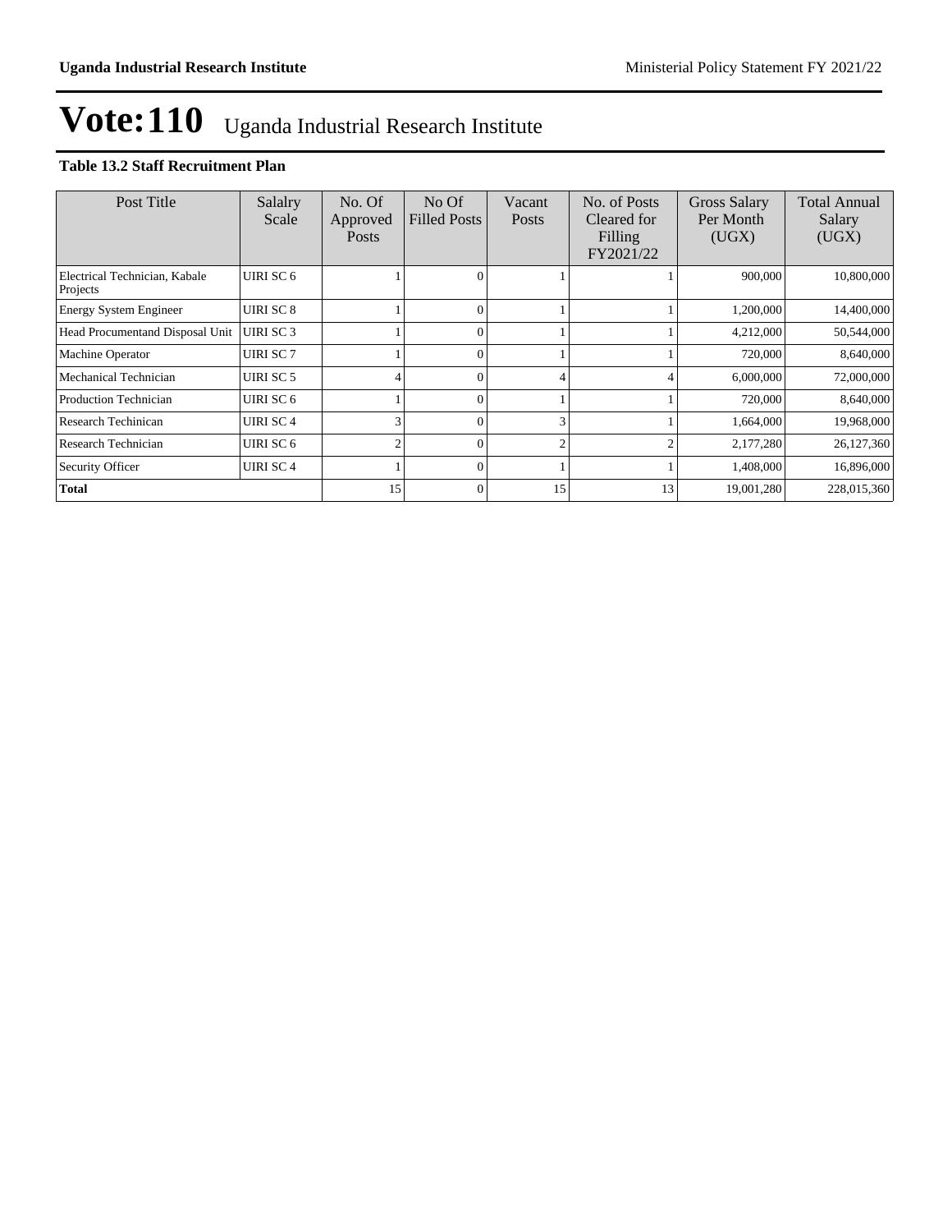# Vote:110 Uganda Industrial Research Institute

### Table 13.2 Staff Recruitment Plan

| Post Title | Salalry Scale | No. Of Approved Posts | No Of Filled Posts | Vacant Posts | No. of Posts Cleared for Filling FY2021/22 | Gross Salary Per Month (UGX) | Total Annual Salary (UGX) |
|---|---|---|---|---|---|---|---|
| Electrical Technician, Kabale Projects | UIRI SC 6 | 1 | 0 | 1 | 1 | 900,000 | 10,800,000 |
| Energy System Engineer | UIRI SC 8 | 1 | 0 | 1 | 1 | 1,200,000 | 14,400,000 |
| Head Procumentand Disposal Unit | UIRI SC 3 | 1 | 0 | 1 | 1 | 4,212,000 | 50,544,000 |
| Machine Operator | UIRI SC 7 | 1 | 0 | 1 | 1 | 720,000 | 8,640,000 |
| Mechanical Technician | UIRI SC 5 | 4 | 0 | 4 | 4 | 6,000,000 | 72,000,000 |
| Production Technician | UIRI SC 6 | 1 | 0 | 1 | 1 | 720,000 | 8,640,000 |
| Research Techinican | UIRI SC 4 | 3 | 0 | 3 | 1 | 1,664,000 | 19,968,000 |
| Research Technician | UIRI SC 6 | 2 | 0 | 2 | 2 | 2,177,280 | 26,127,360 |
| Security Officer | UIRI SC 4 | 1 | 0 | 1 | 1 | 1,408,000 | 16,896,000 |
| **Total** | | 15 | 0 | 15 | 13 | 19,001,280 | 228,015,360 |